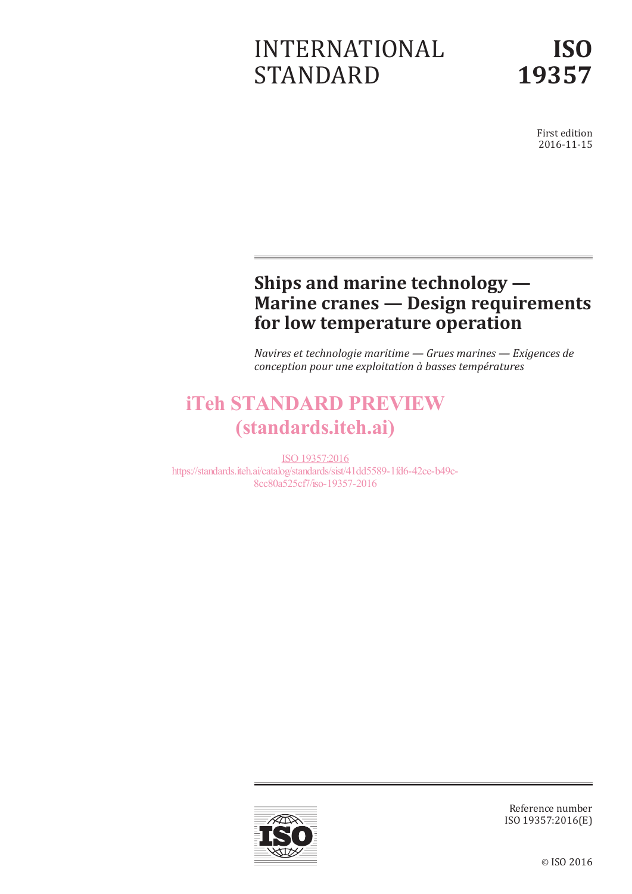# INTERNATIONAL STANDARD

# ISO 19357

First edition
2016-11-15

## Ships and marine technology — Marine cranes — Design requirements for low temperature operation

*Navires et technologie maritime — Grues marines — Exigences de conception pour une exploitation à basses températures*

iTeh STANDARD PREVIEW
(standards.iteh.ai)

ISO 19357:2016
https://standards.iteh.ai/catalog/standards/sist/41dd5589-1fd6-42ce-b49c-8cc80a525cf7/iso-19357-2016

Reference number
ISO 19357:2016(E)

© ISO 2016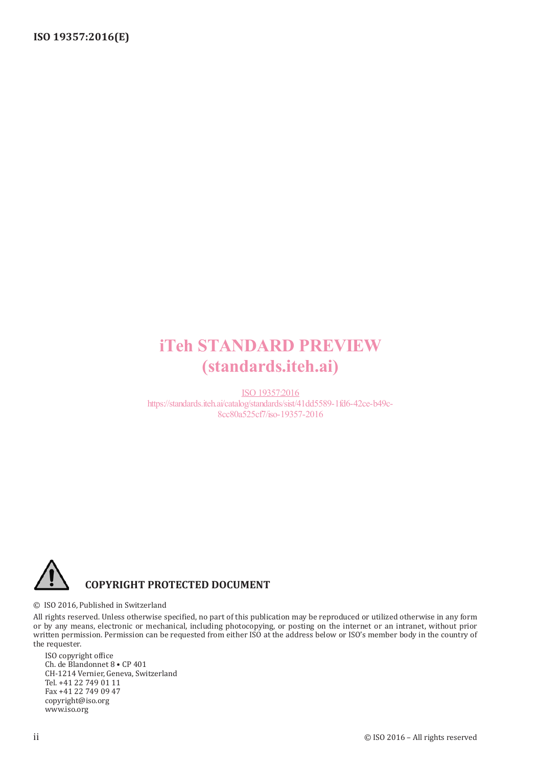iTeh STANDARD PREVIEW
(standards.iteh.ai)

ISO 19357:2016
https://standards.iteh.ai/catalog/standards/sist/41dd5589-1fd6-42ce-b49c-8cc80a525cf7/iso-19357-2016

**COPYRIGHT PROTECTED DOCUMENT**

© ISO 2016, Published in Switzerland

All rights reserved. Unless otherwise specified, no part of this publication may be reproduced or utilized otherwise in any form or by any means, electronic or mechanical, including photocopying, or posting on the internet or an intranet, without prior written permission. Permission can be requested from either ISO at the address below or ISO's member body in the country of the requester.

ISO copyright office
Ch. de Blandonnet 8 • CP 401
CH-1214 Vernier, Geneva, Switzerland
Tel. +41 22 749 01 11
Fax +41 22 749 09 47
copyright@iso.org
www.iso.org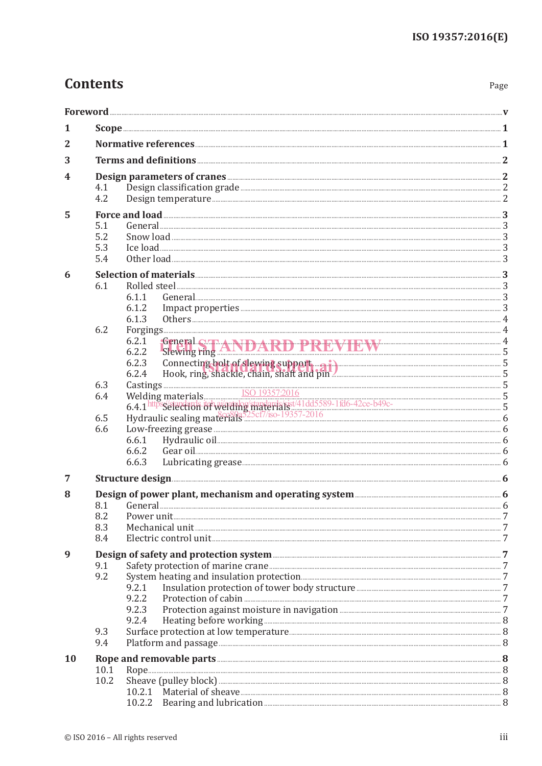# Contents

Page

| | | |
|---|---|---|
| **Foreword** | | **v** |
| **1** | **Scope** | **1** |
| **2** | **Normative references** | **1** |
| **3** | **Terms and definitions** | **2** |
| **4** | **Design parameters of cranes** | **2** |
| | 4.1 Design classification grade | 2 |
| | 4.2 Design temperature | 2 |
| **5** | **Force and load** | **3** |
| | 5.1 General | 3 |
| | 5.2 Snow load | 3 |
| | 5.3 Ice load | 3 |
| | 5.4 Other load | 3 |
| **6** | **Selection of materials** | **3** |
| | 6.1 Rolled steel | 3 |
| | 6.1.1 General | 3 |
| | 6.1.2 Impact properties | 3 |
| | 6.1.3 Others | 4 |
| | 6.2 Forgings | 4 |
| | 6.2.1 General | 4 |
| | 6.2.2 Slewing ring | 5 |
| | 6.2.3 Connecting bolt of slewing support | 5 |
| | 6.2.4 Hook, ring, shackle, chain, shaft and pin | 5 |
| | 6.3 Castings | 5 |
| | 6.4 Welding materials | 5 |
| | 6.4.1 Selection of welding materials | 5 |
| | 6.5 Hydraulic sealing materials | 6 |
| | 6.6 Low-freezing grease | 6 |
| | 6.6.1 Hydraulic oil | 6 |
| | 6.6.2 Gear oil | 6 |
| | 6.6.3 Lubricating grease | 6 |
| **7** | **Structure design** | **6** |
| **8** | **Design of power plant, mechanism and operating system** | **6** |
| | 8.1 General | 6 |
| | 8.2 Power unit | 7 |
| | 8.3 Mechanical unit | 7 |
| | 8.4 Electric control unit | 7 |
| **9** | **Design of safety and protection system** | **7** |
| | 9.1 Safety protection of marine crane | 7 |
| | 9.2 System heating and insulation protection | 7 |
| | 9.2.1 Insulation protection of tower body structure | 7 |
| | 9.2.2 Protection of cabin | 7 |
| | 9.2.3 Protection against moisture in navigation | 7 |
| | 9.2.4 Heating before working | 8 |
| | 9.3 Surface protection at low temperature | 8 |
| | 9.4 Platform and passage | 8 |
| **10** | **Rope and removable parts** | **8** |
| | 10.1 Rope | 8 |
| | 10.2 Sheave (pulley block) | 8 |
| | 10.2.1 Material of sheave | 8 |
| | 10.2.2 Bearing and lubrication | 8 |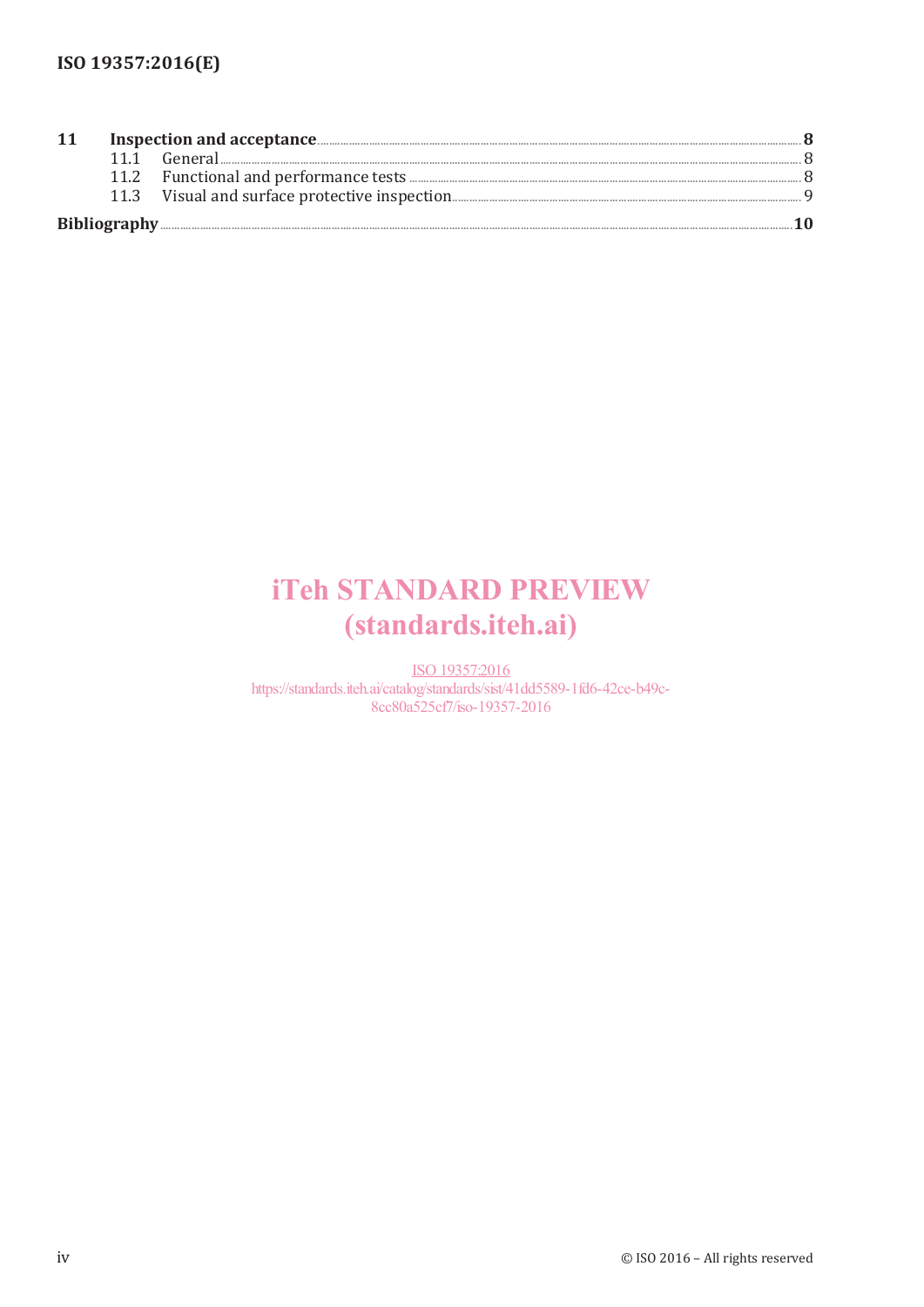| | | |
|---|---|---|
| **11** | **Inspection and acceptance** | **8** |
| | 11.1 General | 8 |
| | 11.2 Functional and performance tests | 8 |
| | 11.3 Visual and surface protective inspection | 9 |
| **Bibliography** | | **10** |

iTeh STANDARD PREVIEW
(standards.iteh.ai)

ISO 19357:2016
https://standards.iteh.ai/catalog/standards/sist/41dd5589-1fd6-42ce-b49c-8cc80a525cf7/iso-19357-2016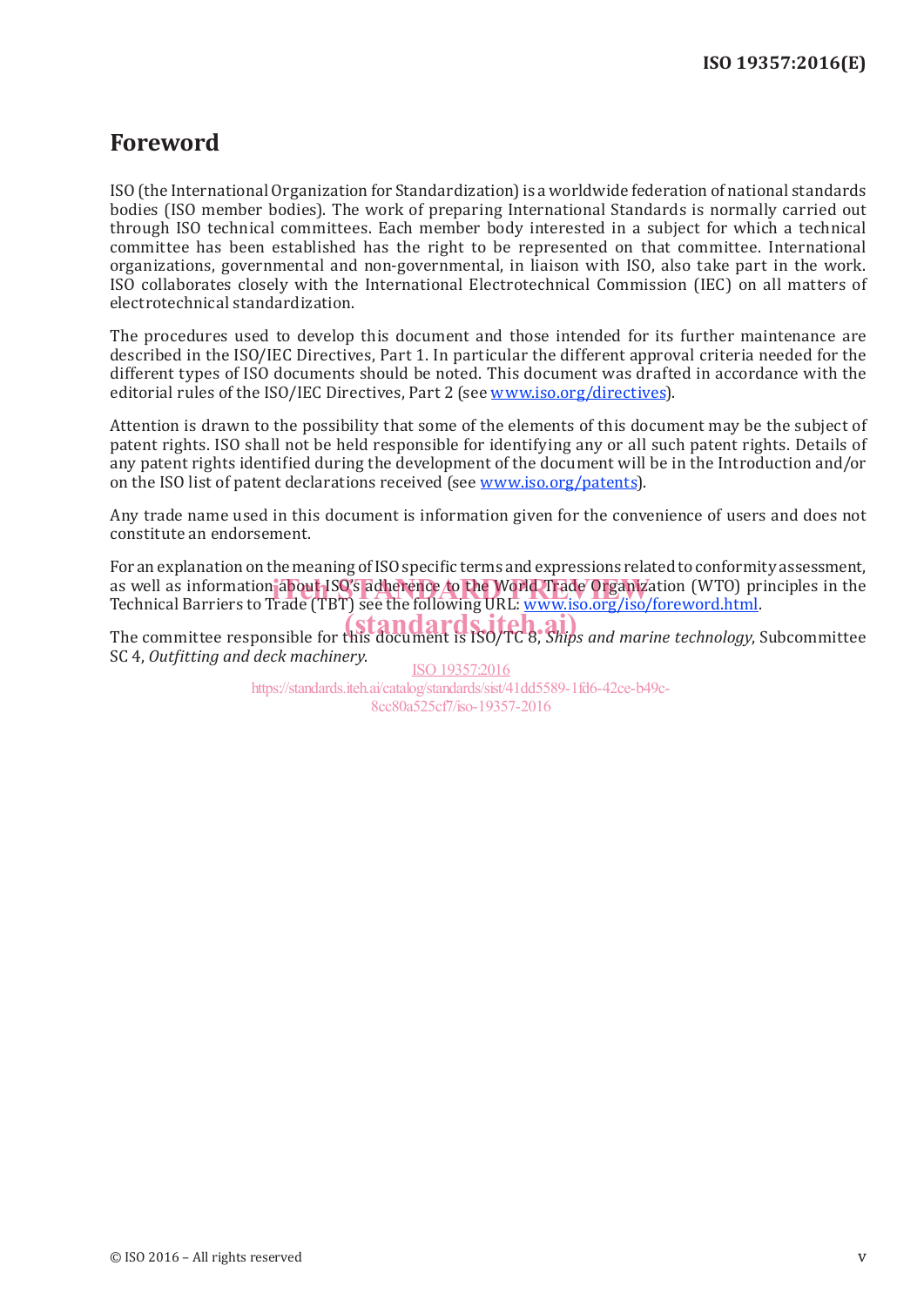# Foreword

ISO (the International Organization for Standardization) is a worldwide federation of national standards bodies (ISO member bodies). The work of preparing International Standards is normally carried out through ISO technical committees. Each member body interested in a subject for which a technical committee has been established has the right to be represented on that committee. International organizations, governmental and non-governmental, in liaison with ISO, also take part in the work. ISO collaborates closely with the International Electrotechnical Commission (IEC) on all matters of electrotechnical standardization.

The procedures used to develop this document and those intended for its further maintenance are described in the ISO/IEC Directives, Part 1. In particular the different approval criteria needed for the different types of ISO documents should be noted. This document was drafted in accordance with the editorial rules of the ISO/IEC Directives, Part 2 (see www.iso.org/directives).

Attention is drawn to the possibility that some of the elements of this document may be the subject of patent rights. ISO shall not be held responsible for identifying any or all such patent rights. Details of any patent rights identified during the development of the document will be in the Introduction and/or on the ISO list of patent declarations received (see www.iso.org/patents).

Any trade name used in this document is information given for the convenience of users and does not constitute an endorsement.

For an explanation on the meaning of ISO specific terms and expressions related to conformity assessment, as well as information about ISO's adherence to the World Trade Organization (WTO) principles in the Technical Barriers to Trade (TBT) see the following URL: www.iso.org/iso/foreword.html.

The committee responsible for this document is ISO/TC 8, *Ships and marine technology*, Subcommittee SC 4, *Outfitting and deck machinery*.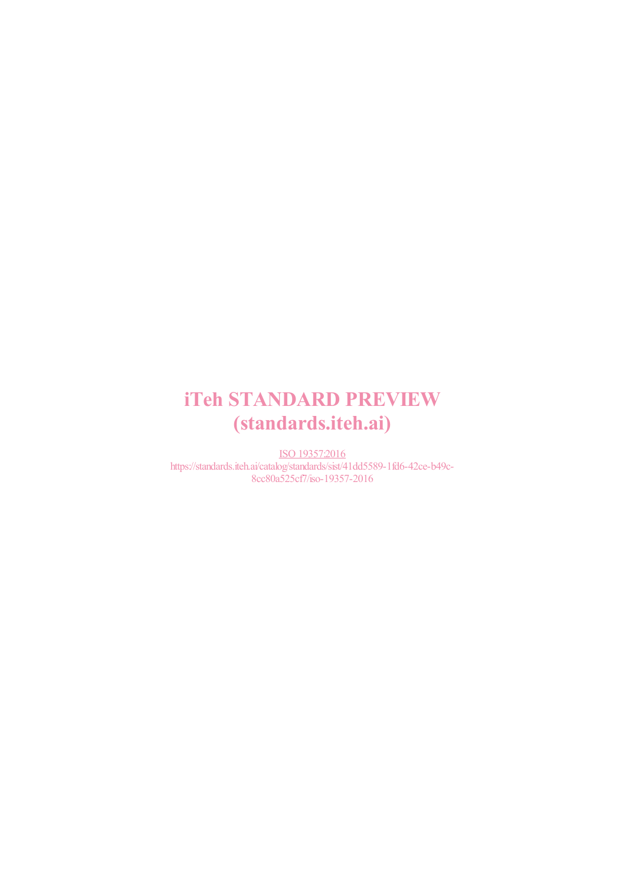iTeh STANDARD PREVIEW
(standards.iteh.ai)

ISO 19357:2016
https://standards.iteh.ai/catalog/standards/sist/41dd5589-1fd6-42ce-b49c-8cc80a525cf7/iso-19357-2016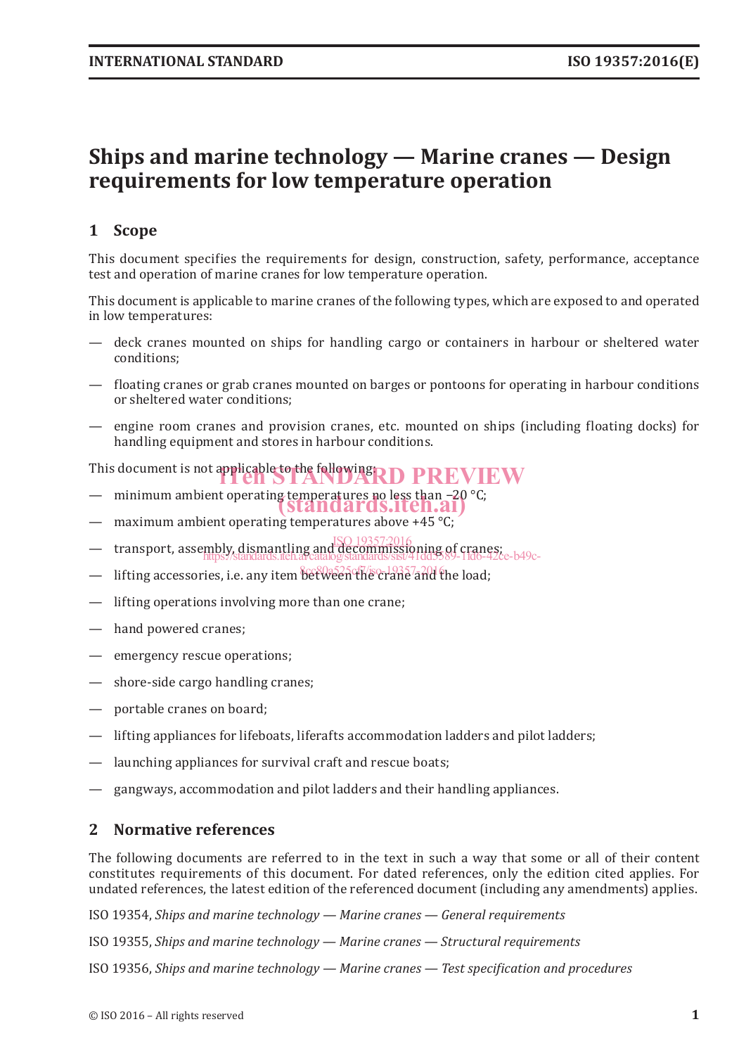# Ships and marine technology — Marine cranes — Design requirements for low temperature operation

## 1 Scope

This document specifies the requirements for design, construction, safety, performance, acceptance test and operation of marine cranes for low temperature operation.

This document is applicable to marine cranes of the following types, which are exposed to and operated in low temperatures:

- deck cranes mounted on ships for handling cargo or containers in harbour or sheltered water conditions;
- floating cranes or grab cranes mounted on barges or pontoons for operating in harbour conditions or sheltered water conditions;
- engine room cranes and provision cranes, etc. mounted on ships (including floating docks) for handling equipment and stores in harbour conditions.

This document is not applicable to the following:

- minimum ambient operating temperatures no less than −20 °C;
- maximum ambient operating temperatures above +45 °C;
- transport, assembly, dismantling and decommissioning of cranes;
- lifting accessories, i.e. any item between the crane and the load;
- lifting operations involving more than one crane;
- hand powered cranes;
- emergency rescue operations;
- shore-side cargo handling cranes;
- portable cranes on board;
- lifting appliances for lifeboats, liferafts accommodation ladders and pilot ladders;
- launching appliances for survival craft and rescue boats;
- gangways, accommodation and pilot ladders and their handling appliances.

## 2 Normative references

The following documents are referred to in the text in such a way that some or all of their content constitutes requirements of this document. For dated references, only the edition cited applies. For undated references, the latest edition of the referenced document (including any amendments) applies.

ISO 19354, *Ships and marine technology — Marine cranes — General requirements*

ISO 19355, *Ships and marine technology — Marine cranes — Structural requirements*

ISO 19356, *Ships and marine technology — Marine cranes — Test specification and procedures*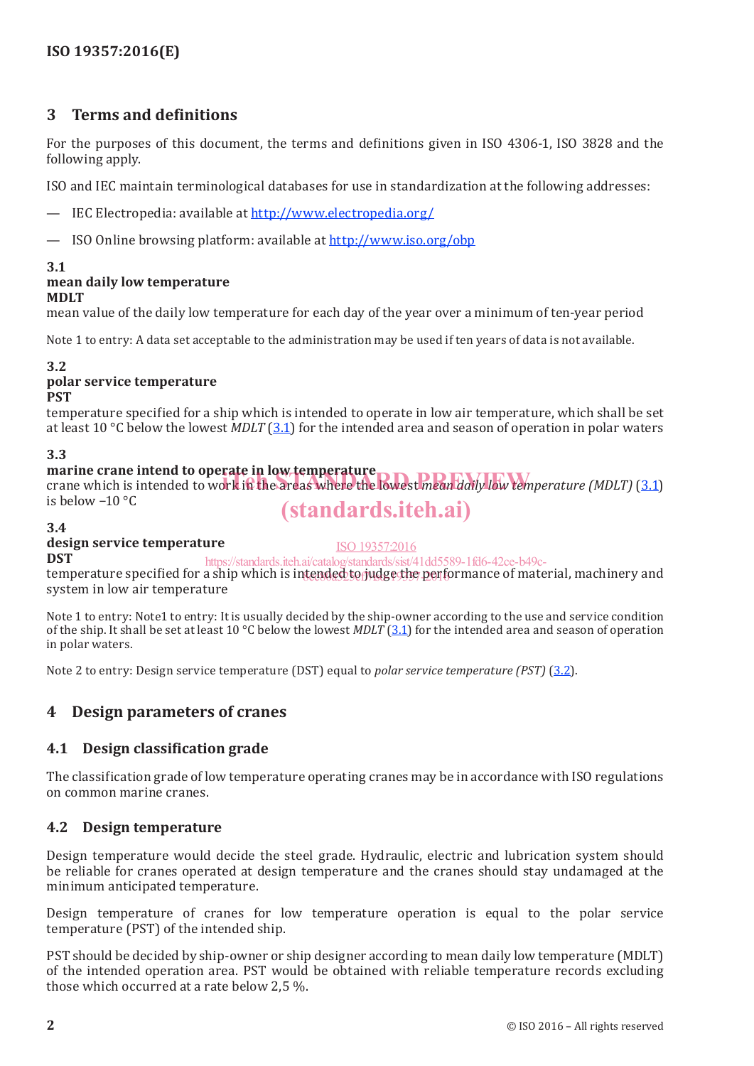## 3 Terms and definitions

For the purposes of this document, the terms and definitions given in ISO 4306-1, ISO 3828 and the following apply.

ISO and IEC maintain terminological databases for use in standardization at the following addresses:

— IEC Electropedia: available at http://www.electropedia.org/

— ISO Online browsing platform: available at http://www.iso.org/obp

**3.1**
**mean daily low temperature**
**MDLT**
mean value of the daily low temperature for each day of the year over a minimum of ten-year period

Note 1 to entry: A data set acceptable to the administration may be used if ten years of data is not available.

**3.2**
**polar service temperature**
**PST**
temperature specified for a ship which is intended to operate in low air temperature, which shall be set at least 10 °C below the lowest *MDLT* (3.1) for the intended area and season of operation in polar waters

**3.3**
**marine crane intend to operate in low temperature**
crane which is intended to work in the areas where the lowest *mean daily low temperature (MDLT)* (3.1) is below −10 °C

**3.4**
**design service temperature**
**DST**
temperature specified for a ship which is intended to judge the performance of material, machinery and system in low air temperature

Note 1 to entry: Note1 to entry: It is usually decided by the ship-owner according to the use and service condition of the ship. It shall be set at least 10 °C below the lowest *MDLT* (3.1) for the intended area and season of operation in polar waters.

Note 2 to entry: Design service temperature (DST) equal to *polar service temperature (PST)* (3.2).

## 4 Design parameters of cranes

### 4.1 Design classification grade

The classification grade of low temperature operating cranes may be in accordance with ISO regulations on common marine cranes.

### 4.2 Design temperature

Design temperature would decide the steel grade. Hydraulic, electric and lubrication system should be reliable for cranes operated at design temperature and the cranes should stay undamaged at the minimum anticipated temperature.

Design temperature of cranes for low temperature operation is equal to the polar service temperature (PST) of the intended ship.

PST should be decided by ship-owner or ship designer according to mean daily low temperature (MDLT) of the intended operation area. PST would be obtained with reliable temperature records excluding those which occurred at a rate below 2,5 %.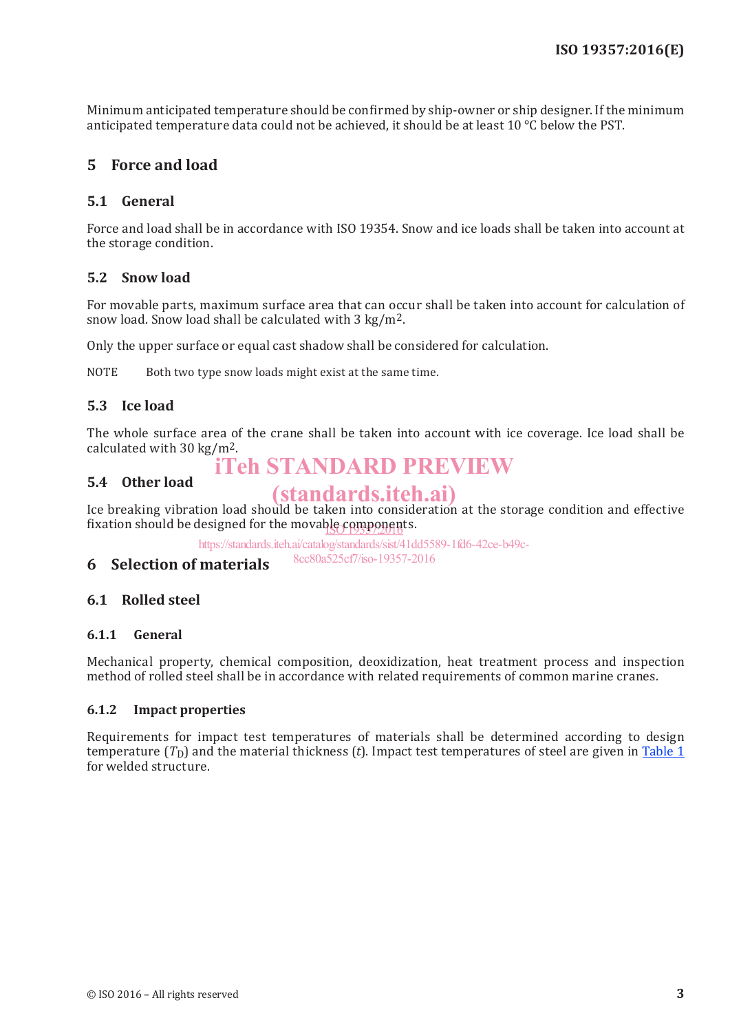Minimum anticipated temperature should be confirmed by ship-owner or ship designer. If the minimum anticipated temperature data could not be achieved, it should be at least 10 °C below the PST.

## 5 Force and load

### 5.1 General

Force and load shall be in accordance with ISO 19354. Snow and ice loads shall be taken into account at the storage condition.

### 5.2 Snow load

For movable parts, maximum surface area that can occur shall be taken into account for calculation of snow load. Snow load shall be calculated with 3 kg/m$^2$.

Only the upper surface or equal cast shadow shall be considered for calculation.

NOTE Both two type snow loads might exist at the same time.

### 5.3 Ice load

The whole surface area of the crane shall be taken into account with ice coverage. Ice load shall be calculated with 30 kg/m$^2$.

### 5.4 Other load

Ice breaking vibration load should be taken into consideration at the storage condition and effective fixation should be designed for the movable components.

## 6 Selection of materials

### 6.1 Rolled steel

#### 6.1.1 General

Mechanical property, chemical composition, deoxidization, heat treatment process and inspection method of rolled steel shall be in accordance with related requirements of common marine cranes.

#### 6.1.2 Impact properties

Requirements for impact test temperatures of materials shall be determined according to design temperature ($T_D$) and the material thickness ($t$). Impact test temperatures of steel are given in Table 1 for welded structure.